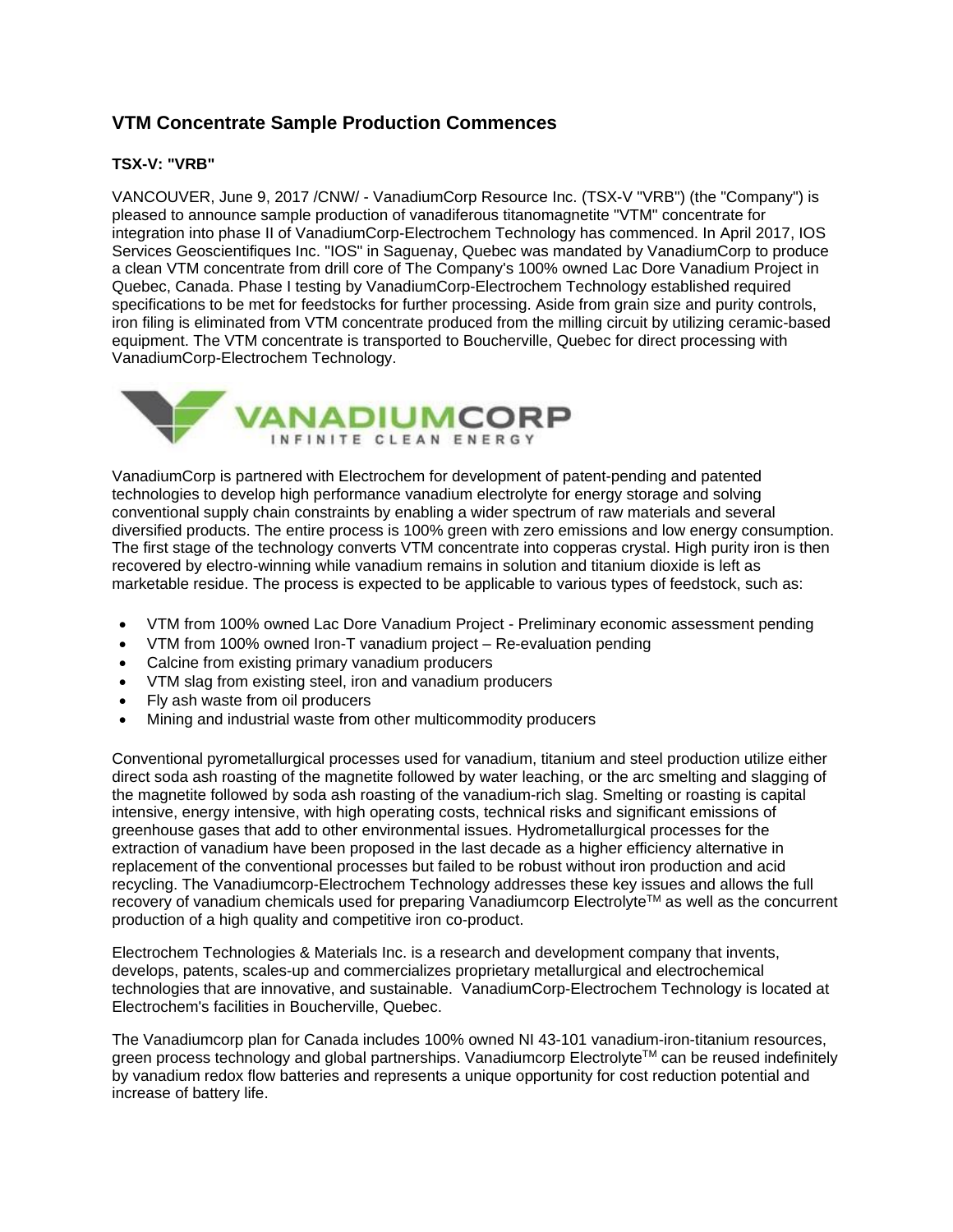# VTM Concentrate Sample Production Commences

**TSX-V: "VRB"**

VANCOUVER, June 9, 2017 /CNW/ - VanadiumCorp Resource Inc. (TSX-V "VRB") (the "Company") is pleased to announce sample production of vanadiferous titanomagnetite "VTM" concentrate for integration into phase II of VanadiumCorp-Electrochem Technology has commenced. In April 2017, IOS Services Geoscientifiques Inc. "IOS" in Saguenay, Quebec was mandated by VanadiumCorp to produce a clean VTM concentrate from drill core of The Company's 100% owned Lac Dore Vanadium Project in Quebec, Canada. Phase I testing by VanadiumCorp-Electrochem Technology established required specifications to be met for feedstocks for further processing. Aside from grain size and purity controls, iron filing is eliminated from VTM concentrate produced from the milling circuit by utilizing ceramic-based equipment. The VTM concentrate is transported to Boucherville, Quebec for direct processing with VanadiumCorp-Electrochem Technology.

VANADIUMCORP
INFINITE CLEAN ENERGY

VanadiumCorp is partnered with Electrochem for development of patent-pending and patented technologies to develop high performance vanadium electrolyte for energy storage and solving conventional supply chain constraints by enabling a wider spectrum of raw materials and several diversified products. The entire process is 100% green with zero emissions and low energy consumption. The first stage of the technology converts VTM concentrate into copperas crystal. High purity iron is then recovered by electro-winning while vanadium remains in solution and titanium dioxide is left as marketable residue. The process is expected to be applicable to various types of feedstock, such as:

- VTM from 100% owned Lac Dore Vanadium Project - Preliminary economic assessment pending
- VTM from 100% owned Iron-T vanadium project – Re-evaluation pending
- Calcine from existing primary vanadium producers
- VTM slag from existing steel, iron and vanadium producers
- Fly ash waste from oil producers
- Mining and industrial waste from other multicommodity producers

Conventional pyrometallurgical processes used for vanadium, titanium and steel production utilize either direct soda ash roasting of the magnetite followed by water leaching, or the arc smelting and slagging of the magnetite followed by soda ash roasting of the vanadium-rich slag. Smelting or roasting is capital intensive, energy intensive, with high operating costs, technical risks and significant emissions of greenhouse gases that add to other environmental issues. Hydrometallurgical processes for the extraction of vanadium have been proposed in the last decade as a higher efficiency alternative in replacement of the conventional processes but failed to be robust without iron production and acid recycling. The Vanadiumcorp-Electrochem Technology addresses these key issues and allows the full recovery of vanadium chemicals used for preparing Vanadiumcorp Electrolyte™ as well as the concurrent production of a high quality and competitive iron co-product.

Electrochem Technologies & Materials Inc. is a research and development company that invents, develops, patents, scales-up and commercializes proprietary metallurgical and electrochemical technologies that are innovative, and sustainable. VanadiumCorp-Electrochem Technology is located at Electrochem's facilities in Boucherville, Quebec.

The Vanadiumcorp plan for Canada includes 100% owned NI 43-101 vanadium-iron-titanium resources, green process technology and global partnerships. Vanadiumcorp Electrolyte™ can be reused indefinitely by vanadium redox flow batteries and represents a unique opportunity for cost reduction potential and increase of battery life.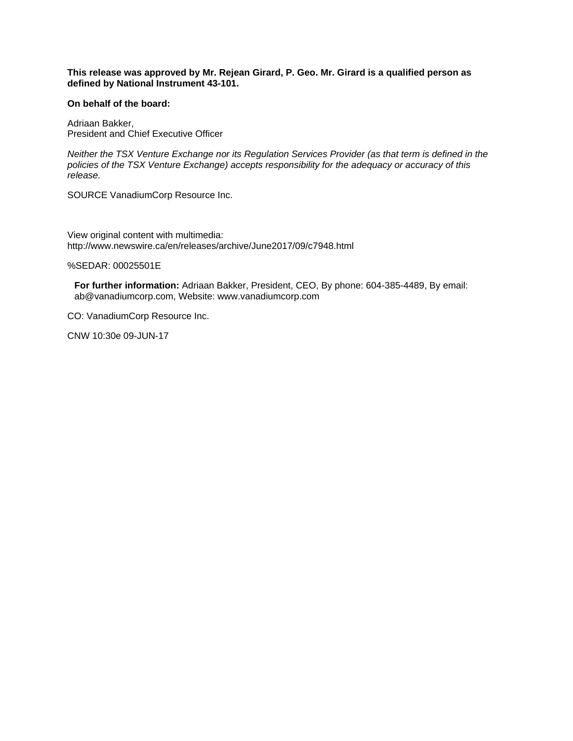**This release was approved by Mr. Rejean Girard, P. Geo. Mr. Girard is a qualified person as defined by National Instrument 43-101.**

**On behalf of the board:**

Adriaan Bakker,
President and Chief Executive Officer

*Neither the TSX Venture Exchange nor its Regulation Services Provider (as that term is defined in the policies of the TSX Venture Exchange) accepts responsibility for the adequacy or accuracy of this release.*

SOURCE VanadiumCorp Resource Inc.

View original content with multimedia:
http://www.newswire.ca/en/releases/archive/June2017/09/c7948.html

%SEDAR: 00025501E

**For further information:** Adriaan Bakker, President, CEO, By phone: 604-385-4489, By email: ab@vanadiumcorp.com, Website: www.vanadiumcorp.com

CO: VanadiumCorp Resource Inc.

CNW 10:30e 09-JUN-17